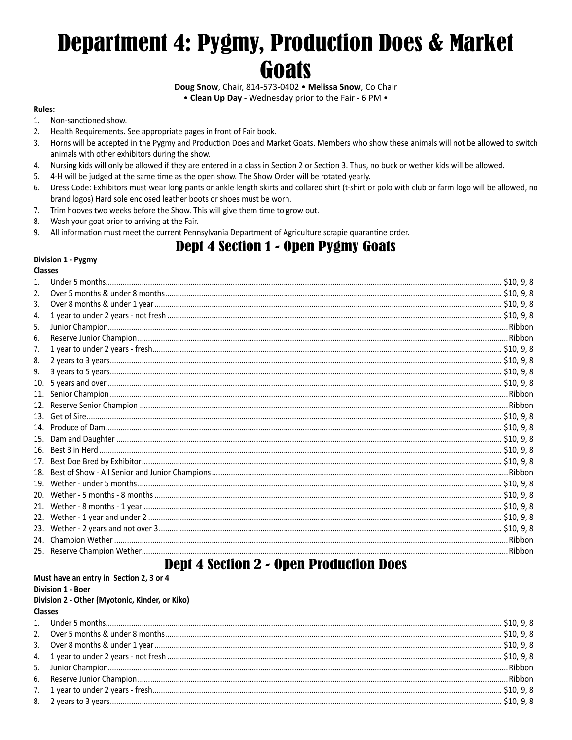# Department 4: Pygmy, Production Does & Market Goats

**Doug Snow**, Chair, 814-573-0402 • **Melissa Snow**, Co Chair

• **Clean Up Day** - Wednesday prior to the Fair - 6 PM •

**Rules:**

1. Non-sanctioned show.
2. Health Requirements. See appropriate pages in front of Fair book.
3. Horns will be accepted in the Pygmy and Production Does and Market Goats. Members who show these animals will not be allowed to switch animals with other exhibitors during the show.
4. Nursing kids will only be allowed if they are entered in a class in Section 2 or Section 3. Thus, no buck or wether kids will be allowed.
5. 4-H will be judged at the same time as the open show. The Show Order will be rotated yearly.
6. Dress Code: Exhibitors must wear long pants or ankle length skirts and collared shirt (t-shirt or polo with club or farm logo will be allowed, no brand logos) Hard sole enclosed leather boots or shoes must be worn.
7. Trim hooves two weeks before the Show. This will give them time to grow out.
8. Wash your goat prior to arriving at the Fair.
9. All information must meet the current Pennsylvania Department of Agriculture scrapie quarantine order.

## Dept 4 Section 1 - Open Pygmy Goats

**Division 1 - Pygmy**

**Classes**

1. Under 5 months....................$10, 9, 8
2. Over 5 months & under 8 months....................$10, 9, 8
3. Over 8 months & under 1 year....................$10, 9, 8
4. 1 year to under 2 years - not fresh....................$10, 9, 8
5. Junior Champion....................Ribbon
6. Reserve Junior Champion....................Ribbon
7. 1 year to under 2 years - fresh....................$10, 9, 8
8. 2 years to 3 years....................$10, 9, 8
9. 3 years to 5 years....................$10, 9, 8
10. 5 years and over....................$10, 9, 8
11. Senior Champion....................Ribbon
12. Reserve Senior Champion....................Ribbon
13. Get of Sire....................$10, 9, 8
14. Produce of Dam....................$10, 9, 8
15. Dam and Daughter....................$10, 9, 8
16. Best 3 in Herd....................$10, 9, 8
17. Best Doe Bred by Exhibitor....................$10, 9, 8
18. Best of Show - All Senior and Junior Champions....................Ribbon
19. Wether - under 5 months....................$10, 9, 8
20. Wether - 5 months - 8 months....................$10, 9, 8
21. Wether - 8 months - 1 year....................$10, 9, 8
22. Wether - 1 year and under 2....................$10, 9, 8
23. Wether - 2 years and not over 3....................$10, 9, 8
24. Champion Wether....................Ribbon
25. Reserve Champion Wether....................Ribbon

## Dept 4 Section 2 - Open Production Does

**Must have an entry in Section 2, 3 or 4**

**Division 1 - Boer**

**Division 2 - Other (Myotonic, Kinder, or Kiko)**

**Classes**

1. Under 5 months....................$10, 9, 8
2. Over 5 months & under 8 months....................$10, 9, 8
3. Over 8 months & under 1 year....................$10, 9, 8
4. 1 year to under 2 years - not fresh....................$10, 9, 8
5. Junior Champion....................Ribbon
6. Reserve Junior Champion....................Ribbon
7. 1 year to under 2 years - fresh....................$10, 9, 8
8. 2 years to 3 years....................$10, 9, 8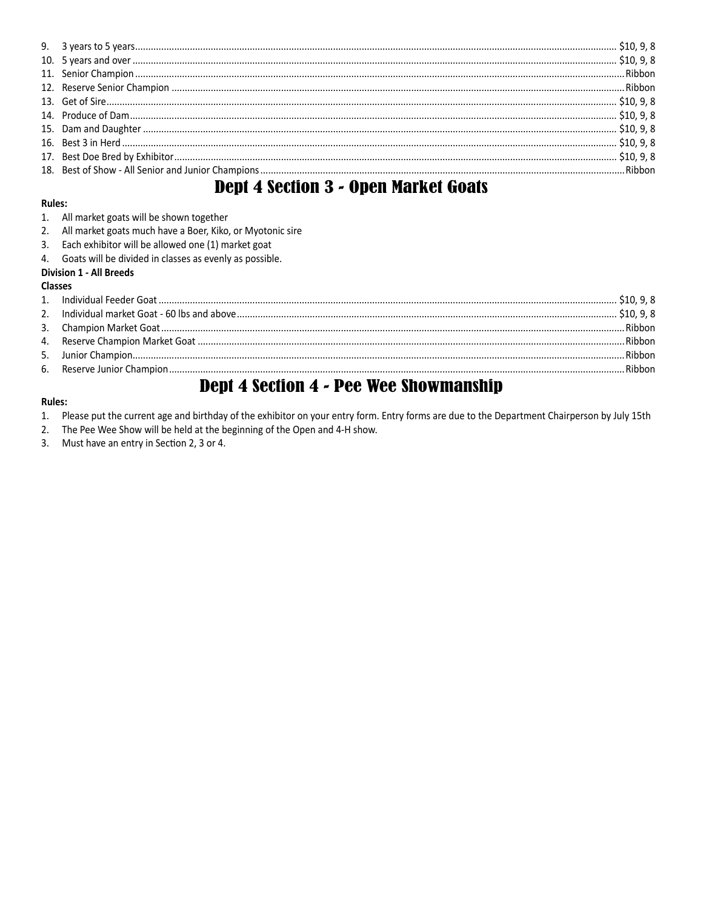9. 3 years to 5 years ........ $10, 9, 8
10. 5 years and over ........ $10, 9, 8
11. Senior Champion ........ Ribbon
12. Reserve Senior Champion ........ Ribbon
13. Get of Sire ........ $10, 9, 8
14. Produce of Dam ........ $10, 9, 8
15. Dam and Daughter ........ $10, 9, 8
16. Best 3 in Herd ........ $10, 9, 8
17. Best Doe Bred by Exhibitor ........ $10, 9, 8
18. Best of Show - All Senior and Junior Champions ........ Ribbon

## Dept 4 Section 3 - Open Market Goats

**Rules:**

1. All market goats will be shown together
2. All market goats much have a Boer, Kiko, or Myotonic sire
3. Each exhibitor will be allowed one (1) market goat
4. Goats will be divided in classes as evenly as possible.

**Division 1 - All Breeds**

**Classes**

1. Individual Feeder Goat ........ $10, 9, 8
2. Individual market Goat - 60 lbs and above ........ $10, 9, 8
3. Champion Market Goat ........ Ribbon
4. Reserve Champion Market Goat ........ Ribbon
5. Junior Champion ........ Ribbon
6. Reserve Junior Champion ........ Ribbon

## Dept 4 Section 4 - Pee Wee Showmanship

**Rules:**

1. Please put the current age and birthday of the exhibitor on your entry form. Entry forms are due to the Department Chairperson by July 15th
2. The Pee Wee Show will be held at the beginning of the Open and 4-H show.
3. Must have an entry in Section 2, 3 or 4.